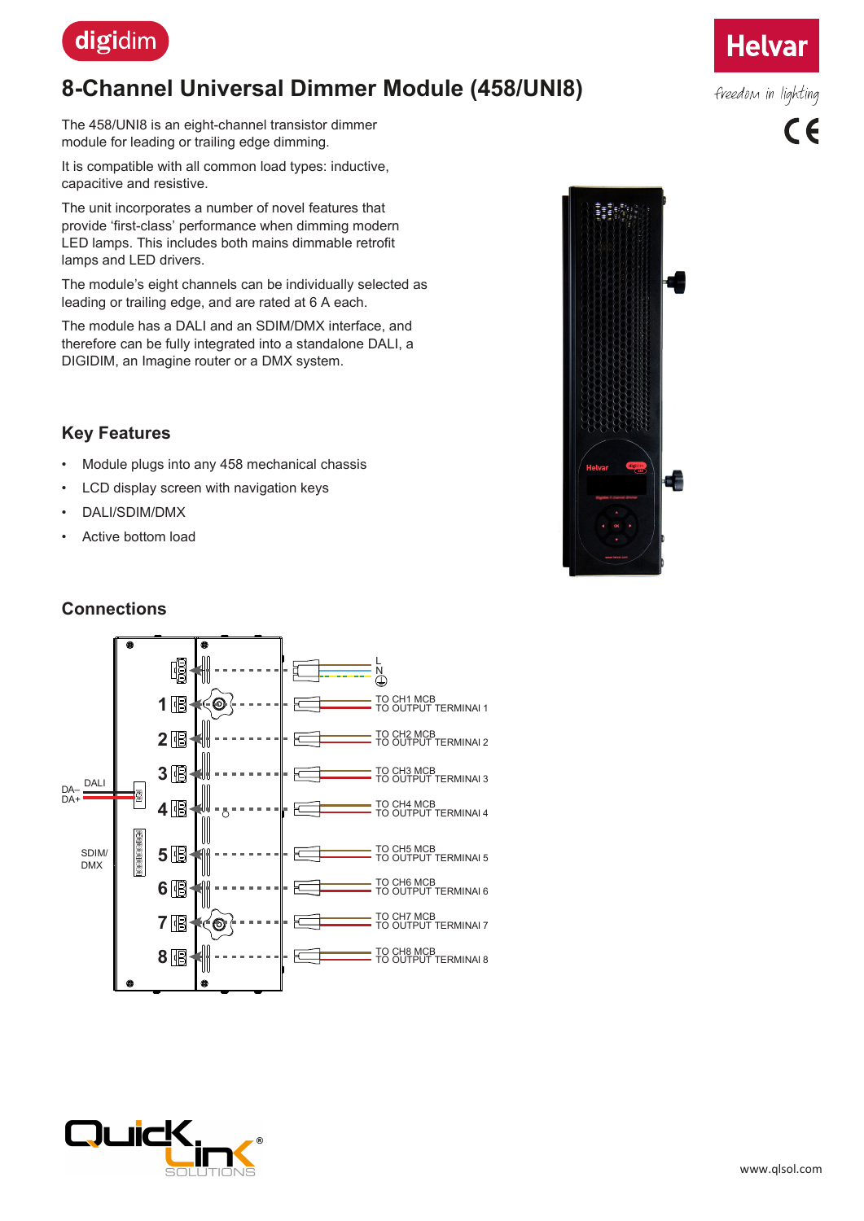# 8-Channel Universal Dimmer Module (458/UNI8)

The 458/UNI8 is an eight-channel transistor dimmer module for leading or trailing edge dimming.

It is compatible with all common load types: inductive, capacitive and resistive.

The unit incorporates a number of novel features that provide 'first-class' performance when dimming modern LED lamps. This includes both mains dimmable retrofit lamps and LED drivers.

The module's eight channels can be individually selected as leading or trailing edge, and are rated at 6 A each.

The module has a DALI and an SDIM/DMX interface, and therefore can be fully integrated into a standalone DALI, a DIGIDIM, an Imagine router or a DMX system.

## Key Features

- Module plugs into any 458 mechanical chassis
- LCD display screen with navigation keys
- DALI/SDIM/DMX
- Active bottom load

## Connections

DA–
DA+
DALI

SDIM/
DMX

L
N
⏚

1 — TO CH1 MCB / TO OUTPUT TERMINAL 1

2 — TO CH2 MCB / TO OUTPUT TERMINAL 2

3 — TO CH3 MCB / TO OUTPUT TERMINAL 3

4 — TO CH4 MCB / TO OUTPUT TERMINAL 4

5 — TO CH5 MCB / TO OUTPUT TERMINAL 5

6 — TO CH6 MCB / TO OUTPUT TERMINAL 6

7 — TO CH7 MCB / TO OUTPUT TERMINAL 7

8 — TO CH8 MCB / TO OUTPUT TERMINAL 8

www.qlsol.com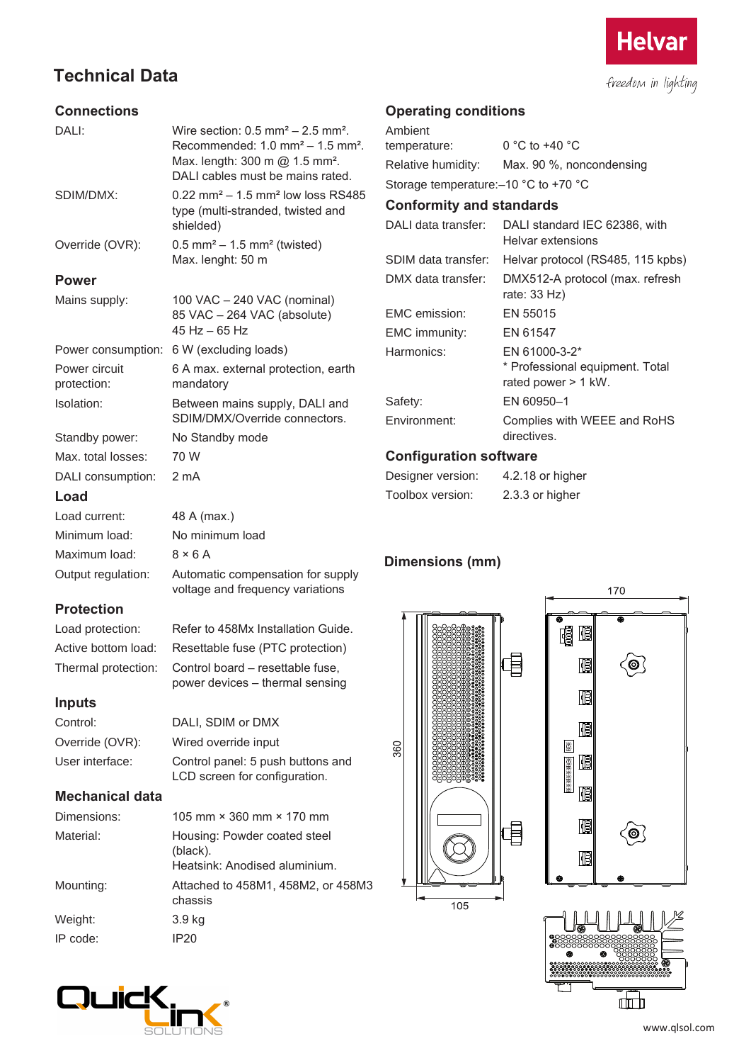# Technical Data

## Connections

| | |
|---|---|
| DALI: | Wire section: 0.5 mm² – 2.5 mm². Recommended: 1.0 mm² – 1.5 mm². Max. length: 300 m @ 1.5 mm². DALI cables must be mains rated. |
| SDIM/DMX: | 0.22 mm² – 1.5 mm² low loss RS485 type (multi-stranded, twisted and shielded) |
| Override (OVR): | 0.5 mm² – 1.5 mm² (twisted) Max. lenght: 50 m |

## Power

| | |
|---|---|
| Mains supply: | 100 VAC – 240 VAC (nominal) 85 VAC – 264 VAC (absolute) 45 Hz – 65 Hz |
| Power consumption: | 6 W (excluding loads) |
| Power circuit protection: | 6 A max. external protection, earth mandatory |
| Isolation: | Between mains supply, DALI and SDIM/DMX/Override connectors. |
| Standby power: | No Standby mode |
| Max. total losses: | 70 W |
| DALI consumption: | 2 mA |

## Load

| | |
|---|---|
| Load current: | 48 A (max.) |
| Minimum load: | No minimum load |
| Maximum load: | 8 × 6 A |
| Output regulation: | Automatic compensation for supply voltage and frequency variations |

## Protection

| | |
|---|---|
| Load protection: | Refer to 458Mx Installation Guide. |
| Active bottom load: | Resettable fuse (PTC protection) |
| Thermal protection: | Control board – resettable fuse, power devices – thermal sensing |

## Inputs

| | |
|---|---|
| Control: | DALI, SDIM or DMX |
| Override (OVR): | Wired override input |
| User interface: | Control panel: 5 push buttons and LCD screen for configuration. |

## Mechanical data

| | |
|---|---|
| Dimensions: | 105 mm × 360 mm × 170 mm |
| Material: | Housing: Powder coated steel (black). Heatsink: Anodised aluminium. |
| Mounting: | Attached to 458M1, 458M2, or 458M3 chassis |
| Weight: | 3.9 kg |
| IP code: | IP20 |

## Operating conditions

| | |
|---|---|
| Ambient temperature: | 0 °C to +40 °C |
| Relative humidity: | Max. 90 %, noncondensing |
| Storage temperature: | –10 °C to +70 °C |

## Conformity and standards

| | |
|---|---|
| DALI data transfer: | DALI standard IEC 62386, with Helvar extensions |
| SDIM data transfer: | Helvar protocol (RS485, 115 kpbs) |
| DMX data transfer: | DMX512-A protocol (max. refresh rate: 33 Hz) |
| EMC emission: | EN 55015 |
| EMC immunity: | EN 61547 |
| Harmonics: | EN 61000-3-2* * Professional equipment. Total rated power > 1 kW. |
| Safety: | EN 60950–1 |
| Environment: | Complies with WEEE and RoHS directives. |

## Configuration software

| | |
|---|---|
| Designer version: | 4.2.18 or higher |
| Toolbox version: | 2.3.3 or higher |

## Dimensions (mm)

170

360

105

www.qlsol.com